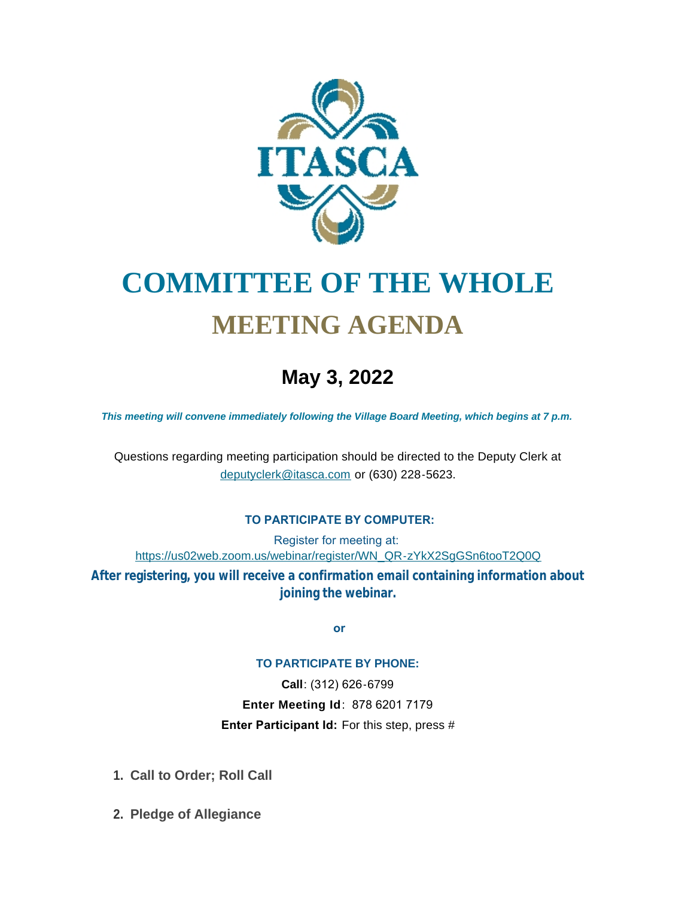ITASCA

# COMMITTEE OF THE WHOLE

# MEETING AGENDA

## May 3, 2022

***This meeting will convene immediately following the Village Board Meeting, which begins at 7 p.m.***

Questions regarding meeting participation should be directed to the Deputy Clerk at deputyclerk@itasca.com or (630) 228-5623.

**TO PARTICIPATE BY COMPUTER:**

Register for meeting at:
https://us02web.zoom.us/webinar/register/WN_QR-zYkX2SgGSn6tooT2Q0Q

**After registering, you will receive a confirmation email containing information about joining the webinar.**

**or**

**TO PARTICIPATE BY PHONE:**

**Call**: (312) 626-6799

**Enter Meeting Id**: 878 6201 7179

**Enter Participant Id:** For this step, press #

1. **Call to Order; Roll Call**

2. **Pledge of Allegiance**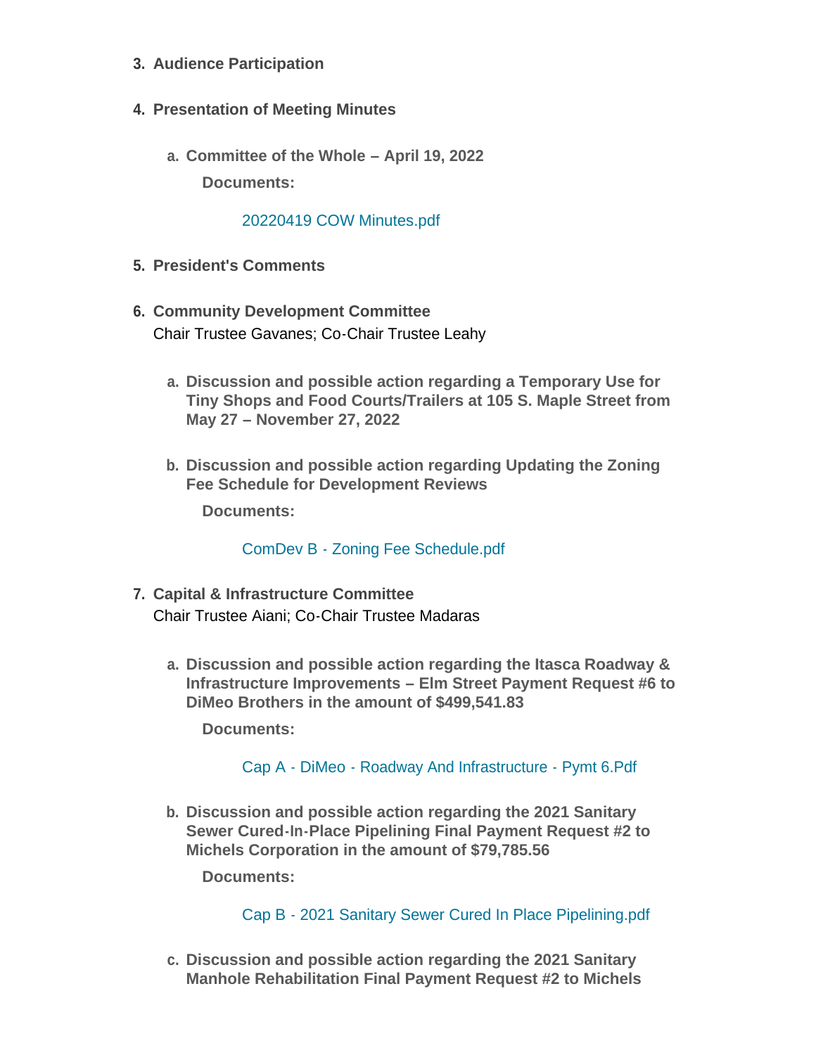3. **Audience Participation**

4. **Presentation of Meeting Minutes**

   a. **Committee of the Whole – April 19, 2022**

      **Documents:**

      20220419 COW Minutes.pdf

5. **President's Comments**

6. **Community Development Committee**
   Chair Trustee Gavanes; Co-Chair Trustee Leahy

   a. **Discussion and possible action regarding a Temporary Use for Tiny Shops and Food Courts/Trailers at 105 S. Maple Street from May 27 – November 27, 2022**

   b. **Discussion and possible action regarding Updating the Zoning Fee Schedule for Development Reviews**

      **Documents:**

      ComDev B - Zoning Fee Schedule.pdf

7. **Capital & Infrastructure Committee**
   Chair Trustee Aiani; Co-Chair Trustee Madaras

   a. **Discussion and possible action regarding the Itasca Roadway & Infrastructure Improvements – Elm Street Payment Request #6 to DiMeo Brothers in the amount of $499,541.83**

      **Documents:**

      Cap A - DiMeo - Roadway And Infrastructure - Pymt 6.Pdf

   b. **Discussion and possible action regarding the 2021 Sanitary Sewer Cured-In-Place Pipelining Final Payment Request #2 to Michels Corporation in the amount of $79,785.56**

      **Documents:**

      Cap B - 2021 Sanitary Sewer Cured In Place Pipelining.pdf

   c. **Discussion and possible action regarding the 2021 Sanitary Manhole Rehabilitation Final Payment Request #2 to Michels**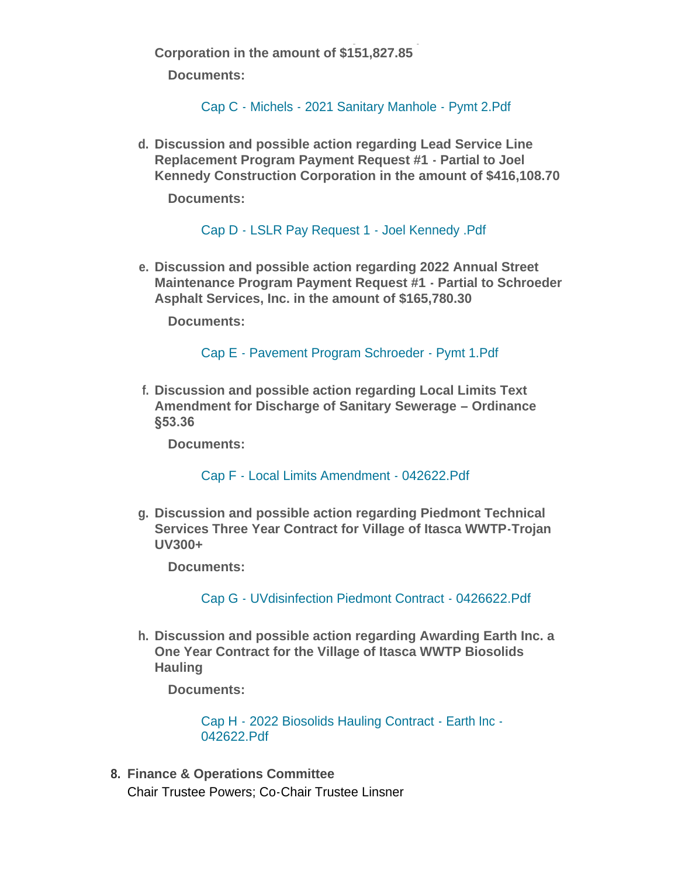**Corporation in the amount of $151,827.85**

**Documents:**

Cap C - Michels - 2021 Sanitary Manhole - Pymt 2.Pdf

d. **Discussion and possible action regarding Lead Service Line Replacement Program Payment Request #1 - Partial to Joel Kennedy Construction Corporation in the amount of $416,108.70**

   **Documents:**

   Cap D - LSLR Pay Request 1 - Joel Kennedy .Pdf

e. **Discussion and possible action regarding 2022 Annual Street Maintenance Program Payment Request #1 - Partial to Schroeder Asphalt Services, Inc. in the amount of $165,780.30**

   **Documents:**

   Cap E - Pavement Program Schroeder - Pymt 1.Pdf

f. **Discussion and possible action regarding Local Limits Text Amendment for Discharge of Sanitary Sewerage – Ordinance §53.36**

   **Documents:**

   Cap F - Local Limits Amendment - 042622.Pdf

g. **Discussion and possible action regarding Piedmont Technical Services Three Year Contract for Village of Itasca WWTP-Trojan UV300+**

   **Documents:**

   Cap G - UVdisinfection Piedmont Contract - 0426622.Pdf

h. **Discussion and possible action regarding Awarding Earth Inc. a One Year Contract for the Village of Itasca WWTP Biosolids Hauling**

   **Documents:**

   Cap H - 2022 Biosolids Hauling Contract - Earth Inc - 042622.Pdf

8. **Finance & Operations Committee**

   Chair Trustee Powers; Co-Chair Trustee Linsner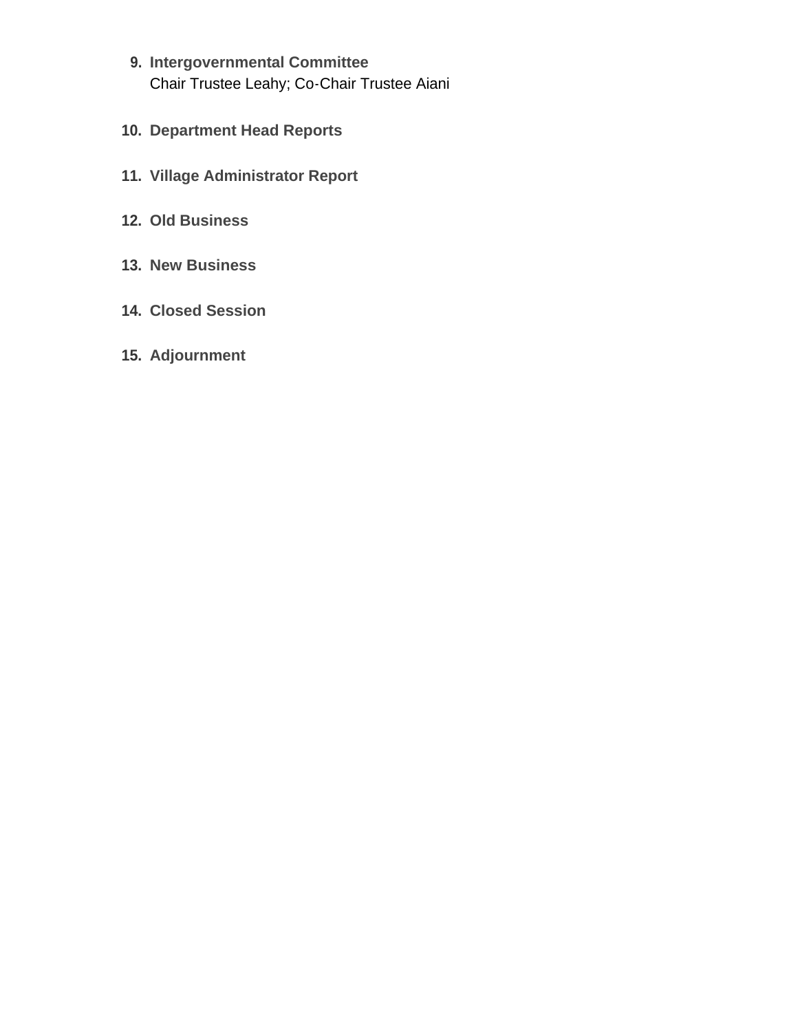9. **Intergovernmental Committee**
   Chair Trustee Leahy; Co-Chair Trustee Aiani

10. **Department Head Reports**

11. **Village Administrator Report**

12. **Old Business**

13. **New Business**

14. **Closed Session**

15. **Adjournment**